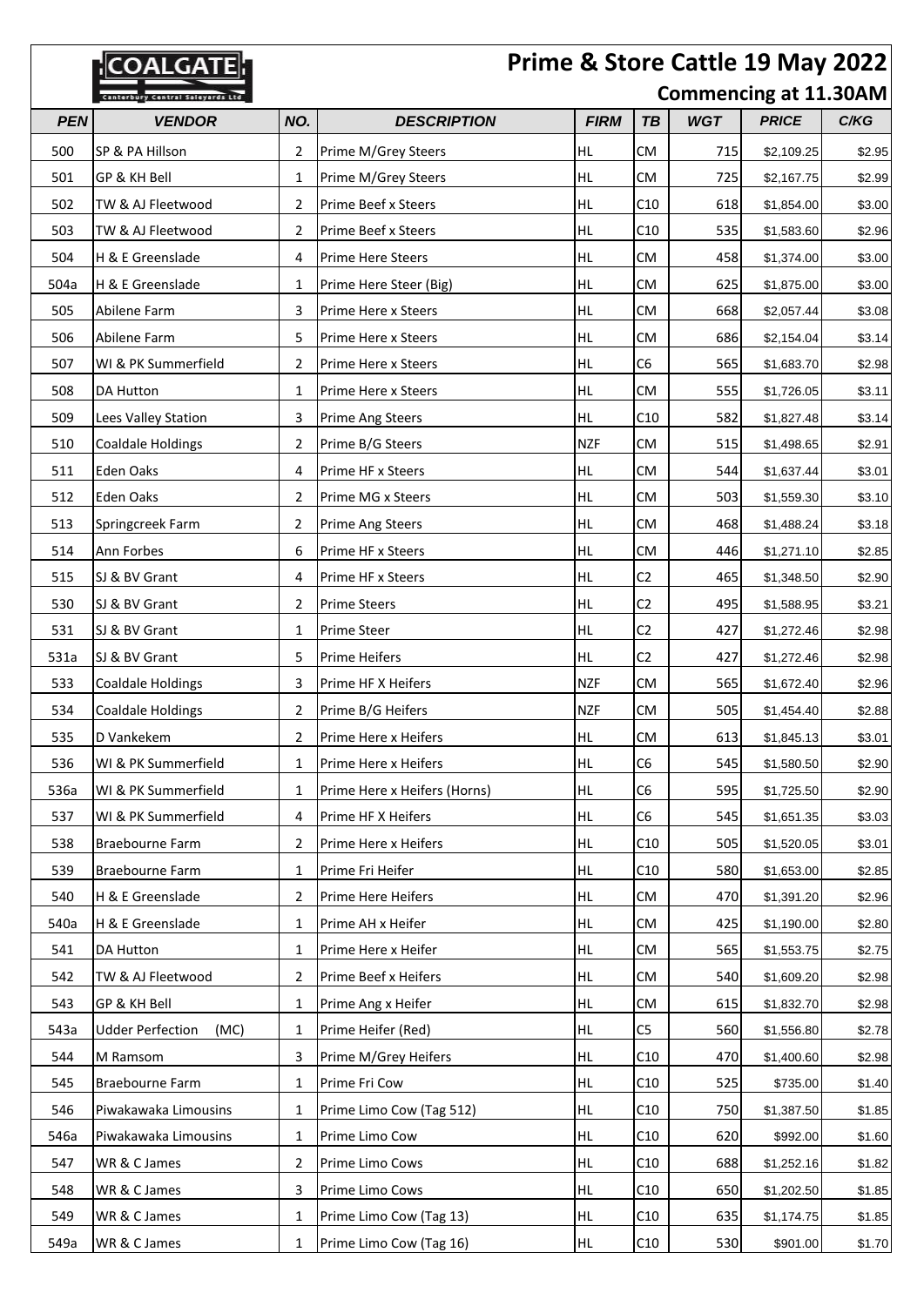COALGATE
Canterbury Central Saleyards Ltd

# Prime & Store Cattle 19 May 2022

## Commencing at 11.30AM

| PEN | VENDOR | NO. | DESCRIPTION | FIRM | TB | WGT | PRICE | C/KG |
|---|---|---|---|---|---|---|---|---|
| 500 | SP & PA Hillson | 2 | Prime M/Grey Steers | HL | CM | 715 | $2,109.25 | $2.95 |
| 501 | GP & KH Bell | 1 | Prime M/Grey Steers | HL | CM | 725 | $2,167.75 | $2.99 |
| 502 | TW & AJ Fleetwood | 2 | Prime Beef x Steers | HL | C10 | 618 | $1,854.00 | $3.00 |
| 503 | TW & AJ Fleetwood | 2 | Prime Beef x Steers | HL | C10 | 535 | $1,583.60 | $2.96 |
| 504 | H & E Greenslade | 4 | Prime Here Steers | HL | CM | 458 | $1,374.00 | $3.00 |
| 504a | H & E Greenslade | 1 | Prime Here Steer (Big) | HL | CM | 625 | $1,875.00 | $3.00 |
| 505 | Abilene Farm | 3 | Prime Here x Steers | HL | CM | 668 | $2,057.44 | $3.08 |
| 506 | Abilene Farm | 5 | Prime Here x Steers | HL | CM | 686 | $2,154.04 | $3.14 |
| 507 | WI & PK Summerfield | 2 | Prime Here x Steers | HL | C6 | 565 | $1,683.70 | $2.98 |
| 508 | DA Hutton | 1 | Prime Here x Steers | HL | CM | 555 | $1,726.05 | $3.11 |
| 509 | Lees Valley Station | 3 | Prime Ang Steers | HL | C10 | 582 | $1,827.48 | $3.14 |
| 510 | Coaldale Holdings | 2 | Prime B/G Steers | NZF | CM | 515 | $1,498.65 | $2.91 |
| 511 | Eden Oaks | 4 | Prime HF x Steers | HL | CM | 544 | $1,637.44 | $3.01 |
| 512 | Eden Oaks | 2 | Prime MG x Steers | HL | CM | 503 | $1,559.30 | $3.10 |
| 513 | Springcreek Farm | 2 | Prime Ang Steers | HL | CM | 468 | $1,488.24 | $3.18 |
| 514 | Ann Forbes | 6 | Prime HF x Steers | HL | CM | 446 | $1,271.10 | $2.85 |
| 515 | SJ & BV Grant | 4 | Prime HF x Steers | HL | C2 | 465 | $1,348.50 | $2.90 |
| 530 | SJ & BV Grant | 2 | Prime Steers | HL | C2 | 495 | $1,588.95 | $3.21 |
| 531 | SJ & BV Grant | 1 | Prime Steer | HL | C2 | 427 | $1,272.46 | $2.98 |
| 531a | SJ & BV Grant | 5 | Prime Heifers | HL | C2 | 427 | $1,272.46 | $2.98 |
| 533 | Coaldale Holdings | 3 | Prime HF X Heifers | NZF | CM | 565 | $1,672.40 | $2.96 |
| 534 | Coaldale Holdings | 2 | Prime B/G Heifers | NZF | CM | 505 | $1,454.40 | $2.88 |
| 535 | D Vankekem | 2 | Prime Here x Heifers | HL | CM | 613 | $1,845.13 | $3.01 |
| 536 | WI & PK Summerfield | 1 | Prime Here x Heifers | HL | C6 | 545 | $1,580.50 | $2.90 |
| 536a | WI & PK Summerfield | 1 | Prime Here x Heifers (Horns) | HL | C6 | 595 | $1,725.50 | $2.90 |
| 537 | WI & PK Summerfield | 4 | Prime HF X Heifers | HL | C6 | 545 | $1,651.35 | $3.03 |
| 538 | Braebourne Farm | 2 | Prime Here x Heifers | HL | C10 | 505 | $1,520.05 | $3.01 |
| 539 | Braebourne Farm | 1 | Prime Fri Heifer | HL | C10 | 580 | $1,653.00 | $2.85 |
| 540 | H & E Greenslade | 2 | Prime Here Heifers | HL | CM | 470 | $1,391.20 | $2.96 |
| 540a | H & E Greenslade | 1 | Prime AH x Heifer | HL | CM | 425 | $1,190.00 | $2.80 |
| 541 | DA Hutton | 1 | Prime Here x Heifer | HL | CM | 565 | $1,553.75 | $2.75 |
| 542 | TW & AJ Fleetwood | 2 | Prime Beef x Heifers | HL | CM | 540 | $1,609.20 | $2.98 |
| 543 | GP & KH Bell | 1 | Prime Ang x Heifer | HL | CM | 615 | $1,832.70 | $2.98 |
| 543a | Udder Perfection (MC) | 1 | Prime Heifer (Red) | HL | C5 | 560 | $1,556.80 | $2.78 |
| 544 | M Ramsom | 3 | Prime M/Grey Heifers | HL | C10 | 470 | $1,400.60 | $2.98 |
| 545 | Braebourne Farm | 1 | Prime Fri Cow | HL | C10 | 525 | $735.00 | $1.40 |
| 546 | Piwakawaka Limousins | 1 | Prime Limo Cow (Tag 512) | HL | C10 | 750 | $1,387.50 | $1.85 |
| 546a | Piwakawaka Limousins | 1 | Prime Limo Cow | HL | C10 | 620 | $992.00 | $1.60 |
| 547 | WR & C James | 2 | Prime Limo Cows | HL | C10 | 688 | $1,252.16 | $1.82 |
| 548 | WR & C James | 3 | Prime Limo Cows | HL | C10 | 650 | $1,202.50 | $1.85 |
| 549 | WR & C James | 1 | Prime Limo Cow (Tag 13) | HL | C10 | 635 | $1,174.75 | $1.85 |
| 549a | WR & C James | 1 | Prime Limo Cow (Tag 16) | HL | C10 | 530 | $901.00 | $1.70 |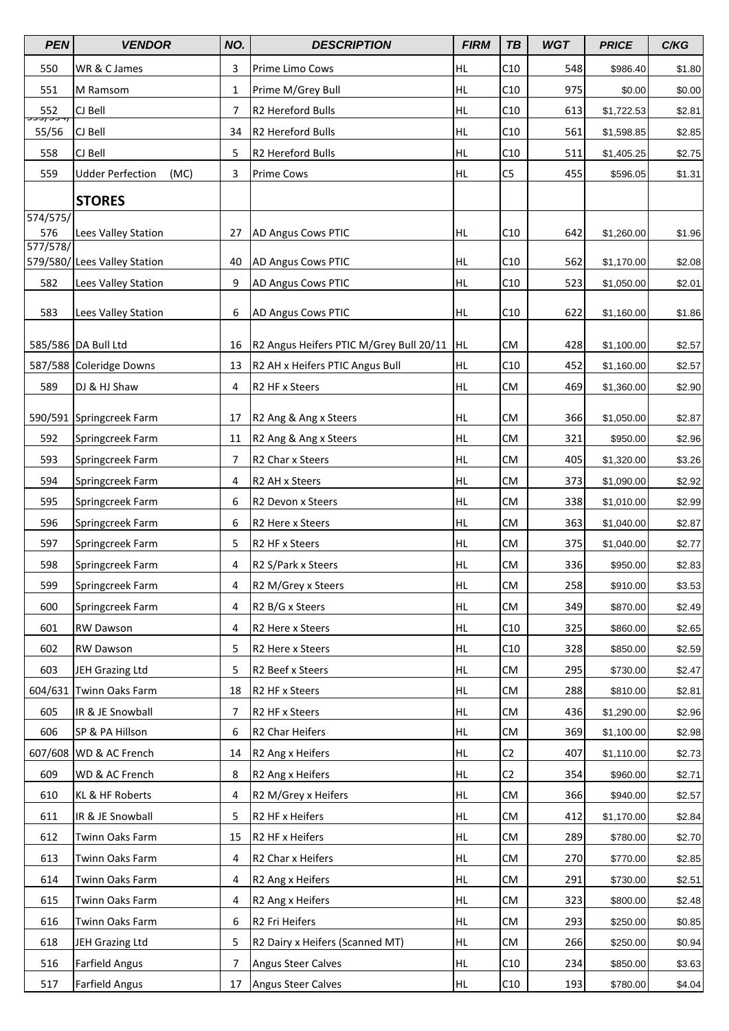| PEN | VENDOR | NO. | DESCRIPTION | FIRM | TB | WGT | PRICE | C/KG |
|---|---|---|---|---|---|---|---|---|
| 550 | WR & C James | 3 | Prime Limo Cows | HL | C10 | 548 | $986.40 | $1.80 |
| 551 | M Ramsom | 1 | Prime M/Grey Bull | HL | C10 | 975 | $0.00 | $0.00 |
| 552 | CJ Bell | 7 | R2 Hereford Bulls | HL | C10 | 613 | $1,722.53 | $2.81 |
| 553/554/ 55/56 | CJ Bell | 34 | R2 Hereford Bulls | HL | C10 | 561 | $1,598.85 | $2.85 |
| 558 | CJ Bell | 5 | R2 Hereford Bulls | HL | C10 | 511 | $1,405.25 | $2.75 |
| 559 | Udder Perfection (MC) | 3 | Prime Cows | HL | C5 | 455 | $596.05 | $1.31 |
| | **STORES** | | | | | | | |
| 574/575/ 576 | Lees Valley Station | 27 | AD Angus Cows PTIC | HL | C10 | 642 | $1,260.00 | $1.96 |
| 577/578/ 579/580/ | Lees Valley Station | 40 | AD Angus Cows PTIC | HL | C10 | 562 | $1,170.00 | $2.08 |
| 582 | Lees Valley Station | 9 | AD Angus Cows PTIC | HL | C10 | 523 | $1,050.00 | $2.01 |
| 583 | Lees Valley Station | 6 | AD Angus Cows PTIC | HL | C10 | 622 | $1,160.00 | $1.86 |
| 585/586 | DA Bull Ltd | 16 | R2 Angus Heifers PTIC M/Grey Bull 20/11 | HL | CM | 428 | $1,100.00 | $2.57 |
| 587/588 | Coleridge Downs | 13 | R2 AH x Heifers PTIC Angus Bull | HL | C10 | 452 | $1,160.00 | $2.57 |
| 589 | DJ & HJ Shaw | 4 | R2 HF x Steers | HL | CM | 469 | $1,360.00 | $2.90 |
| 590/591 | Springcreek Farm | 17 | R2 Ang & Ang x Steers | HL | CM | 366 | $1,050.00 | $2.87 |
| 592 | Springcreek Farm | 11 | R2 Ang & Ang x Steers | HL | CM | 321 | $950.00 | $2.96 |
| 593 | Springcreek Farm | 7 | R2 Char x Steers | HL | CM | 405 | $1,320.00 | $3.26 |
| 594 | Springcreek Farm | 4 | R2 AH x Steers | HL | CM | 373 | $1,090.00 | $2.92 |
| 595 | Springcreek Farm | 6 | R2 Devon x Steers | HL | CM | 338 | $1,010.00 | $2.99 |
| 596 | Springcreek Farm | 6 | R2 Here x Steers | HL | CM | 363 | $1,040.00 | $2.87 |
| 597 | Springcreek Farm | 5 | R2 HF x Steers | HL | CM | 375 | $1,040.00 | $2.77 |
| 598 | Springcreek Farm | 4 | R2 S/Park x Steers | HL | CM | 336 | $950.00 | $2.83 |
| 599 | Springcreek Farm | 4 | R2 M/Grey x Steers | HL | CM | 258 | $910.00 | $3.53 |
| 600 | Springcreek Farm | 4 | R2 B/G x Steers | HL | CM | 349 | $870.00 | $2.49 |
| 601 | RW Dawson | 4 | R2 Here x Steers | HL | C10 | 325 | $860.00 | $2.65 |
| 602 | RW Dawson | 5 | R2 Here x Steers | HL | C10 | 328 | $850.00 | $2.59 |
| 603 | JEH Grazing Ltd | 5 | R2 Beef x Steers | HL | CM | 295 | $730.00 | $2.47 |
| 604/631 | Twinn Oaks Farm | 18 | R2 HF x Steers | HL | CM | 288 | $810.00 | $2.81 |
| 605 | IR & JE Snowball | 7 | R2 HF x Steers | HL | CM | 436 | $1,290.00 | $2.96 |
| 606 | SP & PA Hillson | 6 | R2 Char Heifers | HL | CM | 369 | $1,100.00 | $2.98 |
| 607/608 | WD & AC French | 14 | R2 Ang x Heifers | HL | C2 | 407 | $1,110.00 | $2.73 |
| 609 | WD & AC French | 8 | R2 Ang x Heifers | HL | C2 | 354 | $960.00 | $2.71 |
| 610 | KL & HF Roberts | 4 | R2 M/Grey x Heifers | HL | CM | 366 | $940.00 | $2.57 |
| 611 | IR & JE Snowball | 5 | R2 HF x Heifers | HL | CM | 412 | $1,170.00 | $2.84 |
| 612 | Twinn Oaks Farm | 15 | R2 HF x Heifers | HL | CM | 289 | $780.00 | $2.70 |
| 613 | Twinn Oaks Farm | 4 | R2 Char x Heifers | HL | CM | 270 | $770.00 | $2.85 |
| 614 | Twinn Oaks Farm | 4 | R2 Ang x Heifers | HL | CM | 291 | $730.00 | $2.51 |
| 615 | Twinn Oaks Farm | 4 | R2 Ang x Heifers | HL | CM | 323 | $800.00 | $2.48 |
| 616 | Twinn Oaks Farm | 6 | R2 Fri Heifers | HL | CM | 293 | $250.00 | $0.85 |
| 618 | JEH Grazing Ltd | 5 | R2 Dairy x Heifers (Scanned MT) | HL | CM | 266 | $250.00 | $0.94 |
| 516 | Farfield Angus | 7 | Angus Steer Calves | HL | C10 | 234 | $850.00 | $3.63 |
| 517 | Farfield Angus | 17 | Angus Steer Calves | HL | C10 | 193 | $780.00 | $4.04 |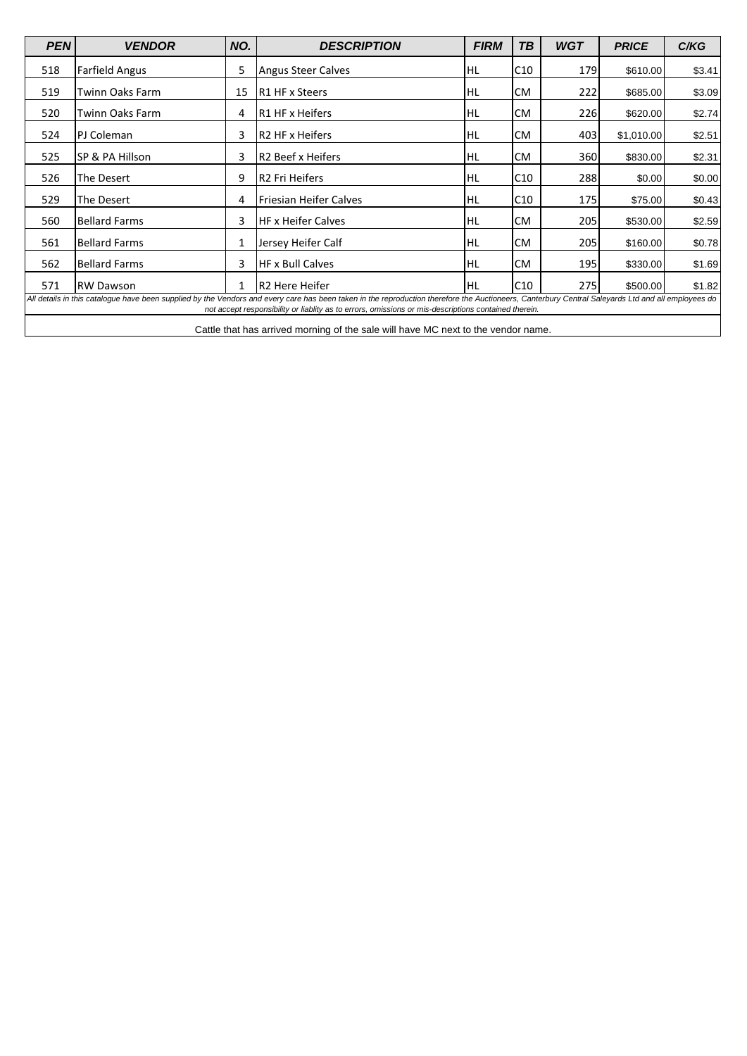| *PEN* | *VENDOR* | *NO.* | *DESCRIPTION* | *FIRM* | *TB* | *WGT* | *PRICE* | *C/KG* |
|---|---|---|---|---|---|---|---|---|
| 518 | Farfield Angus | 5 | Angus Steer Calves | HL | C10 | 179 | $610.00 | $3.41 |
| 519 | Twinn Oaks Farm | 15 | R1 HF x Steers | HL | CM | 222 | $685.00 | $3.09 |
| 520 | Twinn Oaks Farm | 4 | R1 HF x Heifers | HL | CM | 226 | $620.00 | $2.74 |
| 524 | PJ Coleman | 3 | R2 HF x Heifers | HL | CM | 403 | $1,010.00 | $2.51 |
| 525 | SP & PA Hillson | 3 | R2 Beef x Heifers | HL | CM | 360 | $830.00 | $2.31 |
| 526 | The Desert | 9 | R2 Fri Heifers | HL | C10 | 288 | $0.00 | $0.00 |
| 529 | The Desert | 4 | Friesian Heifer Calves | HL | C10 | 175 | $75.00 | $0.43 |
| 560 | Bellard Farms | 3 | HF x Heifer Calves | HL | CM | 205 | $530.00 | $2.59 |
| 561 | Bellard Farms | 1 | Jersey Heifer Calf | HL | CM | 205 | $160.00 | $0.78 |
| 562 | Bellard Farms | 3 | HF x Bull Calves | HL | CM | 195 | $330.00 | $1.69 |
| 571 | RW Dawson | 1 | R2 Here Heifer | HL | C10 | 275 | $500.00 | $1.82 |

*All details in this catalogue have been supplied by the Vendors and every care has been taken in the reproduction therefore the Auctioneers, Canterbury Central Saleyards Ltd and all employees do not accept responsibility or liablity as to errors, omissions or mis-descriptions contained therein.*

Cattle that has arrived morning of the sale will have MC next to the vendor name.